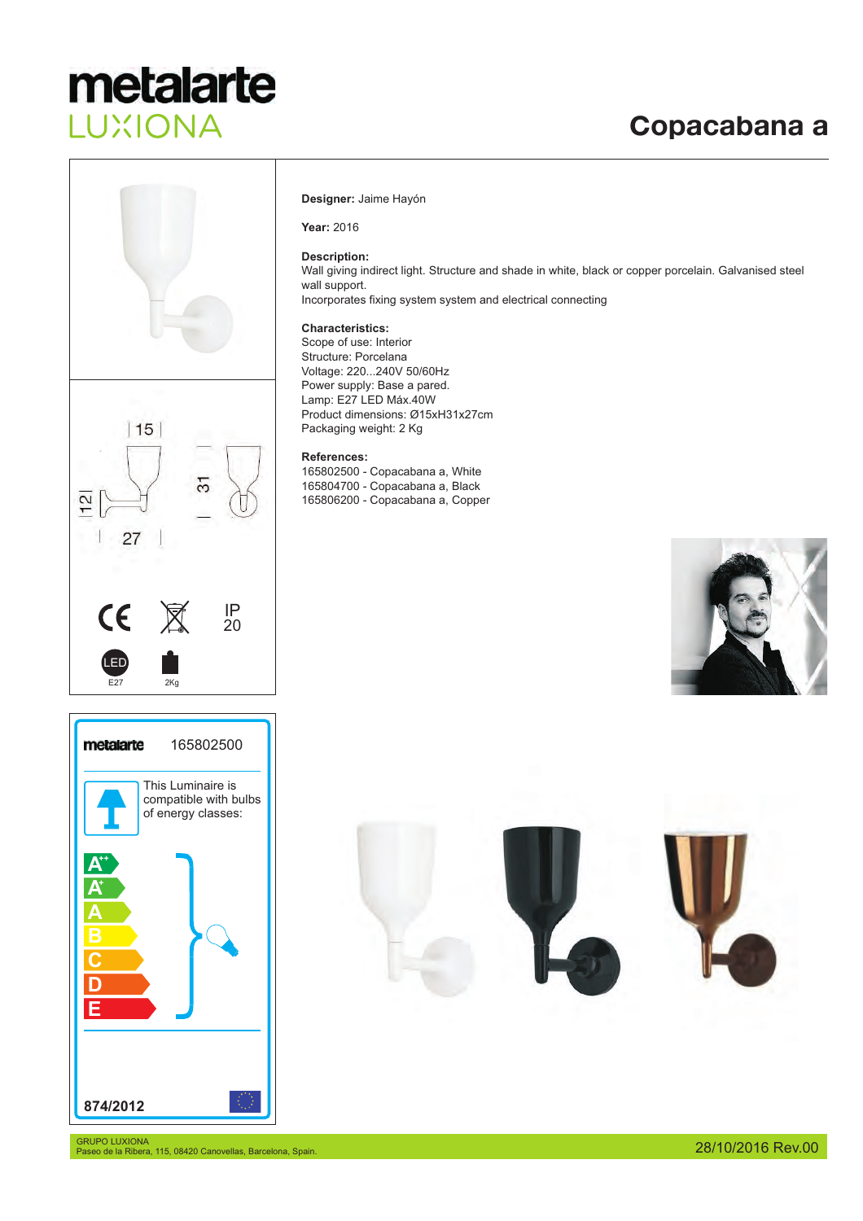# metalarte LUXIONA

# Copacabana a

**Designer:** Jaime Hayón

**Year:** 2016

**Description:**
Wall giving indirect light. Structure and shade in white, black or copper porcelain. Galvanised steel wall support.
Incorporates fixing system system and electrical connecting

**Characteristics:**
Scope of use: Interior
Structure: Porcelana
Voltage: 220...240V 50/60Hz
Power supply: Base a pared.
Lamp: E27 LED Máx.40W
Product dimensions: Ø15xH31x27cm
Packaging weight: 2 Kg

**References:**
165802500 - Copacabana a, White
165804700 - Copacabana a, Black
165806200 - Copacabana a, Copper

15
12
31
27

CE
IP 20
LED E27
2Kg

metalarte 165802500

This Luminaire is compatible with bulbs of energy classes:

A++
A+
A
B
C
D
E

874/2012

GRUPO LUXIONA
Paseo de la Ribera, 115, 08420 Canovellas, Barcelona, Spain.

28/10/2016 Rev.00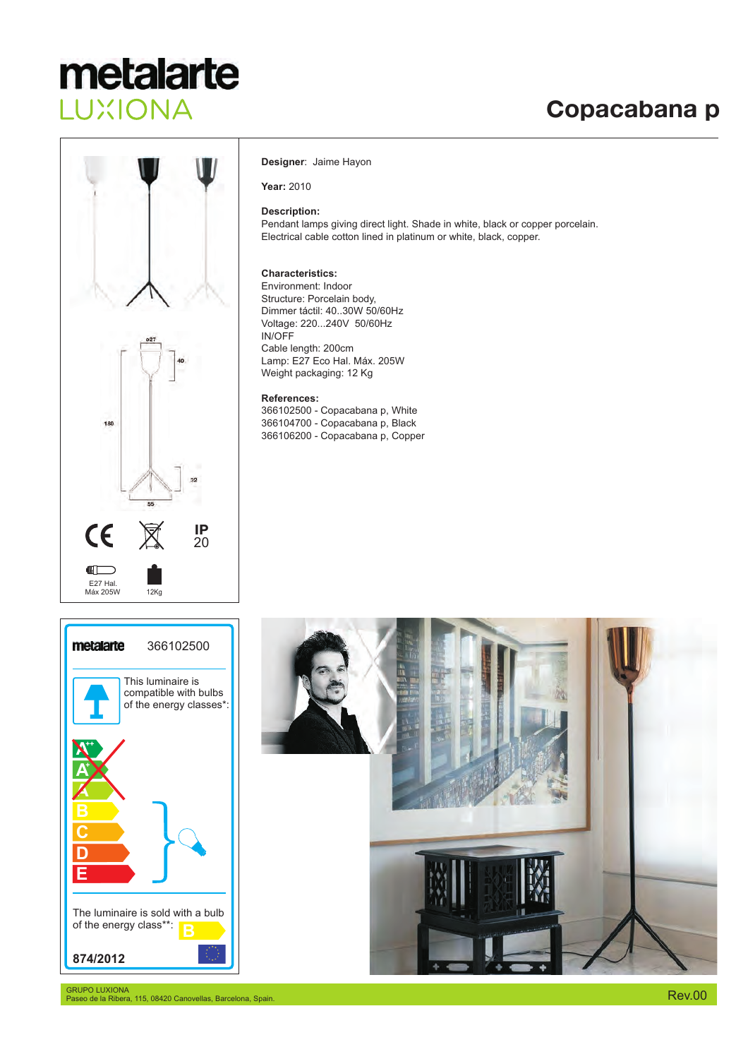metalarte
LUXIONA

# Copacabana p

**Designer**: Jaime Hayon

**Year:** 2010

**Description:**
Pendant lamps giving direct light. Shade in white, black or copper porcelain.
Electrical cable cotton lined in platinum or white, black, copper.

**Characteristics:**
Environment: Indoor
Structure: Porcelain body,
Dimmer táctil: 40..30W 50/60Hz
Voltage: 220...240V 50/60Hz
IN/OFF
Cable length: 200cm
Lamp: E27 Eco Hal. Máx. 205W
Weight packaging: 12 Kg

**References:**
366102500 - Copacabana p, White
366104700 - Copacabana p, Black
366106200 - Copacabana p, Copper

ø27
40
180
32
55

IP 20

E27 Hal.
Máx 205W

12Kg

metalarte 366102500

This luminaire is compatible with bulbs of the energy classes*:

A++
A+
A
B
C
D
E

The luminaire is sold with a bulb of the energy class**: B

874/2012

GRUPO LUXIONA
Paseo de la Ribera, 115, 08420 Canovellas, Barcelona, Spain.

Rev.00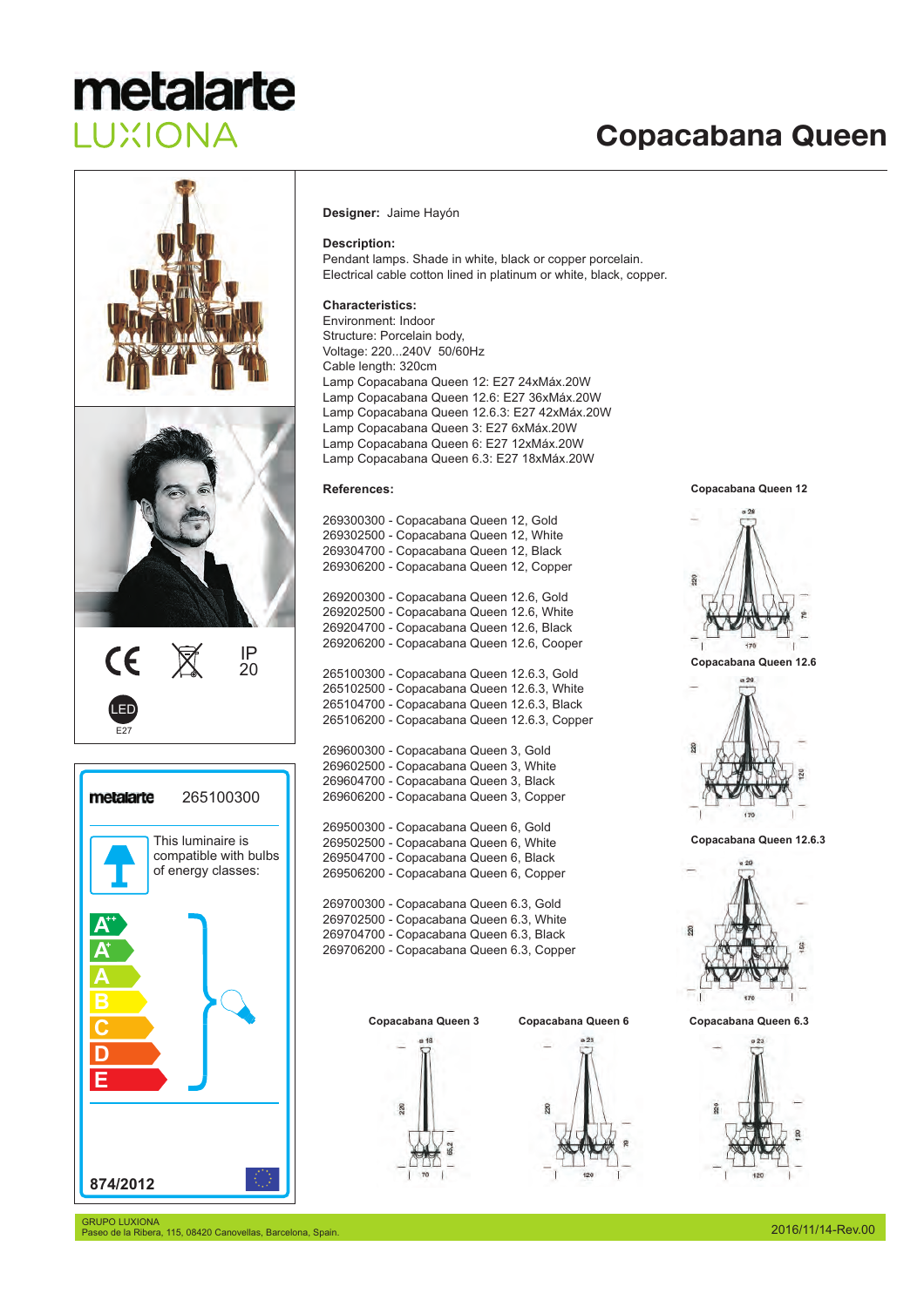# metalarte LUXIONA

# Copacabana Queen

**Designer:** Jaime Hayón

**Description:**
Pendant lamps. Shade in white, black or copper porcelain.
Electrical cable cotton lined in platinum or white, black, copper.

**Characteristics:**
Environment: Indoor
Structure: Porcelain body,
Voltage: 220...240V 50/60Hz
Cable length: 320cm
Lamp Copacabana Queen 12: E27 24xMáx.20W
Lamp Copacabana Queen 12.6: E27 36xMáx.20W
Lamp Copacabana Queen 12.6.3: E27 42xMáx.20W
Lamp Copacabana Queen 3: E27 6xMáx.20W
Lamp Copacabana Queen 6: E27 12xMáx.20W
Lamp Copacabana Queen 6.3: E27 18xMáx.20W

**References:**

269300300 - Copacabana Queen 12, Gold
269302500 - Copacabana Queen 12, White
269304700 - Copacabana Queen 12, Black
269306200 - Copacabana Queen 12, Copper

269200300 - Copacabana Queen 12.6, Gold
269202500 - Copacabana Queen 12.6, White
269204700 - Copacabana Queen 12.6, Black
269206200 - Copacabana Queen 12.6, Cooper

265100300 - Copacabana Queen 12.6.3, Gold
265102500 - Copacabana Queen 12.6.3, White
265104700 - Copacabana Queen 12.6.3, Black
265106200 - Copacabana Queen 12.6.3, Copper

269600300 - Copacabana Queen 3, Gold
269602500 - Copacabana Queen 3, White
269604700 - Copacabana Queen 3, Black
269606200 - Copacabana Queen 3, Copper

269500300 - Copacabana Queen 6, Gold
269502500 - Copacabana Queen 6, White
269504700 - Copacabana Queen 6, Black
269506200 - Copacabana Queen 6, Copper

269700300 - Copacabana Queen 6.3, Gold
269702500 - Copacabana Queen 6.3, White
269704700 - Copacabana Queen 6.3, Black
269706200 - Copacabana Queen 6.3, Copper

**Copacabana Queen 12**

ø 26, 220, 78, 170

**Copacabana Queen 12.6**

ø 20, 220, 120, 170

**Copacabana Queen 12.6.3**

ø 20, 220, 162, 170

**Copacabana Queen 3**

ø 18, 220, 65,2, 70

**Copacabana Queen 6**

ø 23, 220, 78, 120

**Copacabana Queen 6.3**

ø 23, 220, 120, 120

CE | IP 20 | LED E27

metalarte 265100300

This luminaire is compatible with bulbs of energy classes:

A++, A+, A, B, C, D, E

874/2012

GRUPO LUXIONA
Paseo de la Ribera, 115, 08420 Canovellas, Barcelona, Spain.

2016/11/14-Rev.00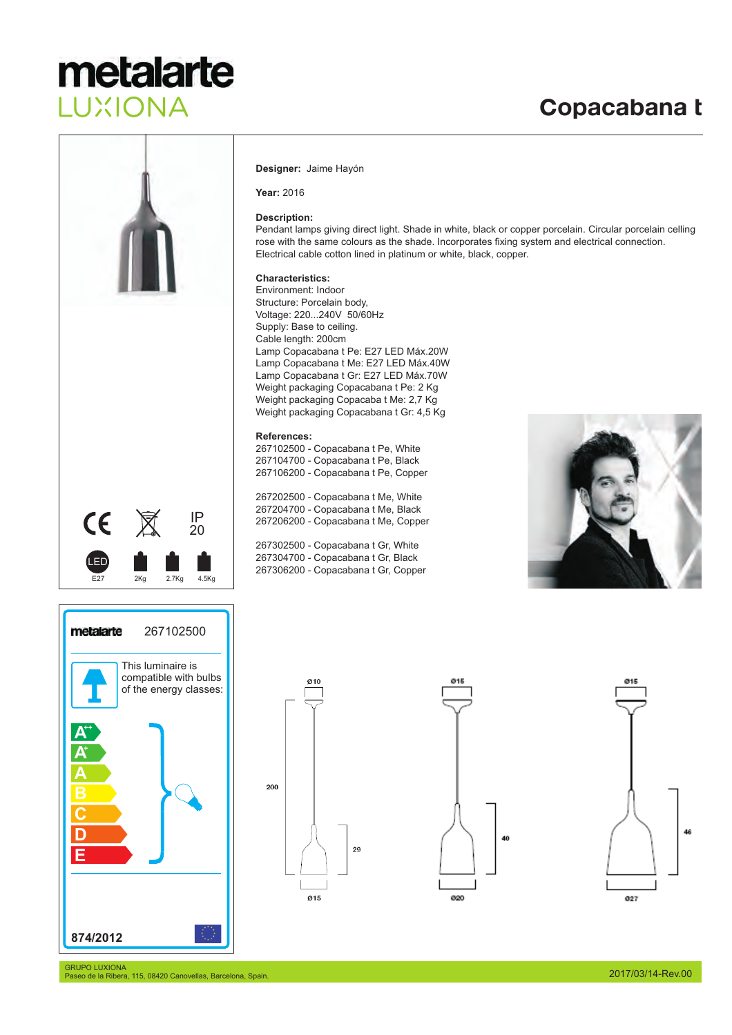# metalarte LUXIONA

# Copacabana t

**Designer:** Jaime Hayón

**Year:** 2016

**Description:**
Pendant lamps giving direct light. Shade in white, black or copper porcelain. Circular porcelain celling rose with the same colours as the shade. Incorporates fixing system and electrical connection. Electrical cable cotton lined in platinum or white, black, copper.

**Characteristics:**
Environment: Indoor
Structure: Porcelain body,
Voltage: 220...240V 50/60Hz
Supply: Base to ceiling.
Cable length: 200cm
Lamp Copacabana t Pe: E27 LED Máx.20W
Lamp Copacabana t Me: E27 LED Máx.40W
Lamp Copacabana t Gr: E27 LED Máx.70W
Weight packaging Copacabana t Pe: 2 Kg
Weight packaging Copacaba t Me: 2,7 Kg
Weight packaging Copacabana t Gr: 4,5 Kg

**References:**
267102500 - Copacabana t Pe, White
267104700 - Copacabana t Pe, Black
267106200 - Copacabana t Pe, Copper

267202500 - Copacabana t Me, White
267204700 - Copacabana t Me, Black
267206200 - Copacabana t Me, Copper

267302500 - Copacabana t Gr, White
267304700 - Copacabana t Gr, Black
267306200 - Copacabana t Gr, Copper

CE IP 20
LED E27 2Kg 2.7Kg 4.5Kg

metalarte 267102500

This luminaire is compatible with bulbs of the energy classes:

A++
A+
A
B
C
D
E

874/2012

Ø10
200
29
Ø15

Ø15
40
Ø20

Ø15
46
Ø27

GRUPO LUXIONA
Paseo de la Ribera, 115, 08420 Canovellas, Barcelona, Spain.

2017/03/14-Rev.00